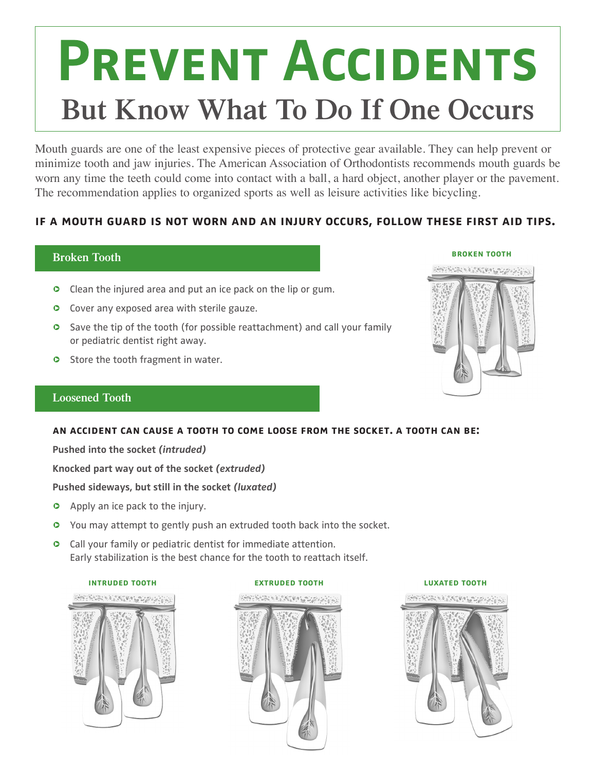# Prevent Accidents

## But Know What To Do If One Occurs

Mouth guards are one of the least expensive pieces of protective gear available. They can help prevent or minimize tooth and jaw injuries. The American Association of Orthodontists recommends mouth guards be worn any time the teeth could come into contact with a ball, a hard object, another player or the pavement. The recommendation applies to organized sports as well as leisure activities like bicycling.

**IF A MOUTH GUARD IS NOT WORN AND AN INJURY OCCURS, FOLLOW THESE FIRST AID TIPS.**

### Broken Tooth

- Clean the injured area and put an ice pack on the lip or gum.
- Cover any exposed area with sterile gauze.
- Save the tip of the tooth (for possible reattachment) and call your family or pediatric dentist right away.
- Store the tooth fragment in water.

BROKEN TOOTH

### Loosened Tooth

**AN ACCIDENT CAN CAUSE A TOOTH TO COME LOOSE FROM THE SOCKET. A TOOTH CAN BE:**

**Pushed into the socket *(intruded)***

**Knocked part way out of the socket *(extruded)***

**Pushed sideways, but still in the socket *(luxated)***

- Apply an ice pack to the injury.
- You may attempt to gently push an extruded tooth back into the socket.
- Call your family or pediatric dentist for immediate attention. Early stabilization is the best chance for the tooth to reattach itself.

INTRUDED TOOTH

EXTRUDED TOOTH

LUXATED TOOTH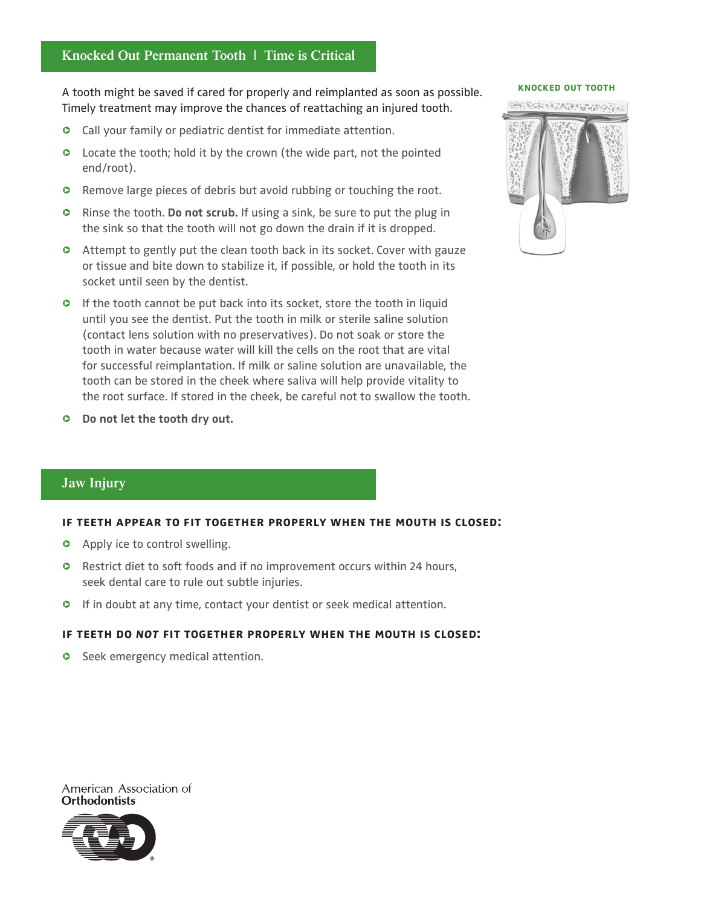## Knocked Out Permanent Tooth | Time is Critical

A tooth might be saved if cared for properly and reimplanted as soon as possible. Timely treatment may improve the chances of reattaching an injured tooth.

- Call your family or pediatric dentist for immediate attention.
- Locate the tooth; hold it by the crown (the wide part, not the pointed end/root).
- Remove large pieces of debris but avoid rubbing or touching the root.
- Rinse the tooth. **Do not scrub.** If using a sink, be sure to put the plug in the sink so that the tooth will not go down the drain if it is dropped.
- Attempt to gently put the clean tooth back in its socket. Cover with gauze or tissue and bite down to stabilize it, if possible, or hold the tooth in its socket until seen by the dentist.
- If the tooth cannot be put back into its socket, store the tooth in liquid until you see the dentist. Put the tooth in milk or sterile saline solution (contact lens solution with no preservatives). Do not soak or store the tooth in water because water will kill the cells on the root that are vital for successful reimplantation. If milk or saline solution are unavailable, the tooth can be stored in the cheek where saliva will help provide vitality to the root surface. If stored in the cheek, be careful not to swallow the tooth.
- **Do not let the tooth dry out.**

KNOCKED OUT TOOTH

## Jaw Injury

### IF TEETH APPEAR TO FIT TOGETHER PROPERLY WHEN THE MOUTH IS CLOSED:

- Apply ice to control swelling.
- Restrict diet to soft foods and if no improvement occurs within 24 hours, seek dental care to rule out subtle injuries.
- If in doubt at any time, contact your dentist or seek medical attention.

### IF TEETH DO *NOT* FIT TOGETHER PROPERLY WHEN THE MOUTH IS CLOSED:

- Seek emergency medical attention.

American Association of
**Orthodontists**